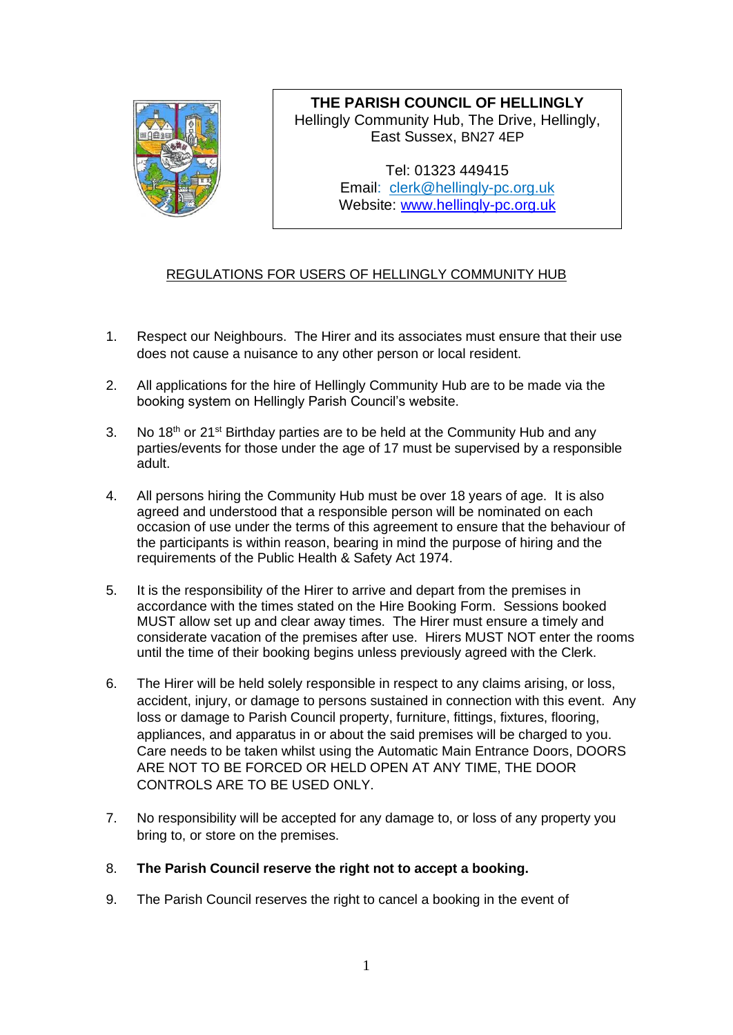**THE PARISH COUNCIL OF HELLINGLY**
Hellingly Community Hub, The Drive, Hellingly,
East Sussex, BN27 4EP

Tel: 01323 449415
Email: clerk@hellingly-pc.org.uk
Website: www.hellingly-pc.org.uk

## REGULATIONS FOR USERS OF HELLINGLY COMMUNITY HUB

1. Respect our Neighbours. The Hirer and its associates must ensure that their use does not cause a nuisance to any other person or local resident.

2. All applications for the hire of Hellingly Community Hub are to be made via the booking system on Hellingly Parish Council's website.

3. No 18th or 21st Birthday parties are to be held at the Community Hub and any parties/events for those under the age of 17 must be supervised by a responsible adult.

4. All persons hiring the Community Hub must be over 18 years of age. It is also agreed and understood that a responsible person will be nominated on each occasion of use under the terms of this agreement to ensure that the behaviour of the participants is within reason, bearing in mind the purpose of hiring and the requirements of the Public Health & Safety Act 1974.

5. It is the responsibility of the Hirer to arrive and depart from the premises in accordance with the times stated on the Hire Booking Form. Sessions booked MUST allow set up and clear away times. The Hirer must ensure a timely and considerate vacation of the premises after use. Hirers MUST NOT enter the rooms until the time of their booking begins unless previously agreed with the Clerk.

6. The Hirer will be held solely responsible in respect to any claims arising, or loss, accident, injury, or damage to persons sustained in connection with this event. Any loss or damage to Parish Council property, furniture, fittings, fixtures, flooring, appliances, and apparatus in or about the said premises will be charged to you. Care needs to be taken whilst using the Automatic Main Entrance Doors, DOORS ARE NOT TO BE FORCED OR HELD OPEN AT ANY TIME, THE DOOR CONTROLS ARE TO BE USED ONLY.

7. No responsibility will be accepted for any damage to, or loss of any property you bring to, or store on the premises.

8. **The Parish Council reserve the right not to accept a booking.**

9. The Parish Council reserves the right to cancel a booking in the event of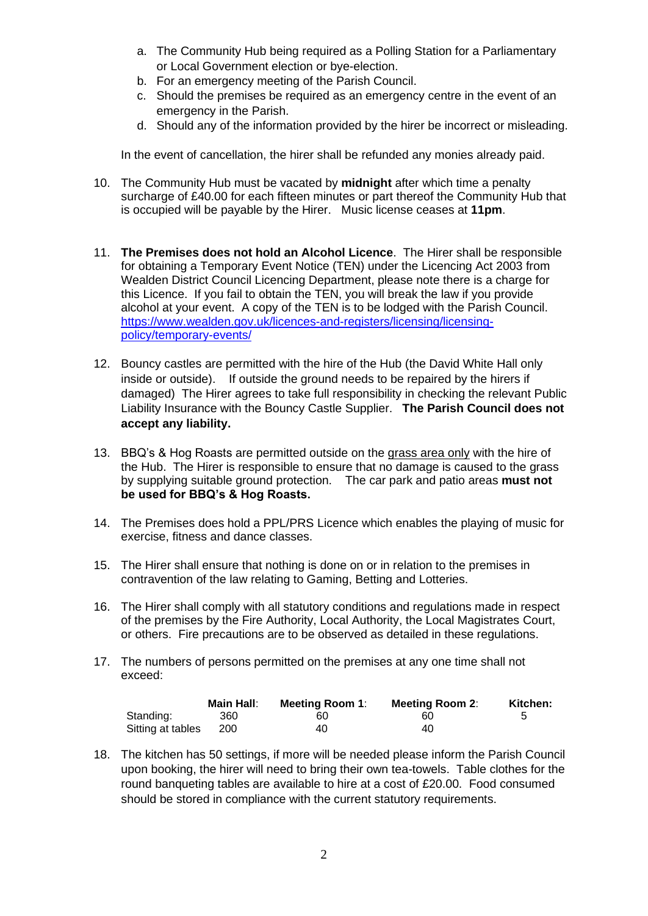a. The Community Hub being required as a Polling Station for a Parliamentary or Local Government election or bye-election.
   b. For an emergency meeting of the Parish Council.
   c. Should the premises be required as an emergency centre in the event of an emergency in the Parish.
   d. Should any of the information provided by the hirer be incorrect or misleading.

   In the event of cancellation, the hirer shall be refunded any monies already paid.

10. The Community Hub must be vacated by **midnight** after which time a penalty surcharge of £40.00 for each fifteen minutes or part thereof the Community Hub that is occupied will be payable by the Hirer. Music license ceases at **11pm**.

11. **The Premises does not hold an Alcohol Licence**. The Hirer shall be responsible for obtaining a Temporary Event Notice (TEN) under the Licencing Act 2003 from Wealden District Council Licencing Department, please note there is a charge for this Licence. If you fail to obtain the TEN, you will break the law if you provide alcohol at your event. A copy of the TEN is to be lodged with the Parish Council. https://www.wealden.gov.uk/licences-and-registers/licensing/licensing-policy/temporary-events/

12. Bouncy castles are permitted with the hire of the Hub (the David White Hall only inside or outside). If outside the ground needs to be repaired by the hirers if damaged) The Hirer agrees to take full responsibility in checking the relevant Public Liability Insurance with the Bouncy Castle Supplier. **The Parish Council does not accept any liability.**

13. BBQ's & Hog Roasts are permitted outside on the grass area only with the hire of the Hub. The Hirer is responsible to ensure that no damage is caused to the grass by supplying suitable ground protection. The car park and patio areas **must not be used for BBQ's & Hog Roasts.**

14. The Premises does hold a PPL/PRS Licence which enables the playing of music for exercise, fitness and dance classes.

15. The Hirer shall ensure that nothing is done on or in relation to the premises in contravention of the law relating to Gaming, Betting and Lotteries.

16. The Hirer shall comply with all statutory conditions and regulations made in respect of the premises by the Fire Authority, Local Authority, the Local Magistrates Court, or others. Fire precautions are to be observed as detailed in these regulations.

17. The numbers of persons permitted on the premises at any one time shall not exceed:

| | **Main Hall**: | **Meeting Room 1**: | **Meeting Room 2**: | **Kitchen:** |
|---|---|---|---|---|
| Standing: | 360 | 60 | 60 | 5 |
| Sitting at tables | 200 | 40 | 40 | |

18. The kitchen has 50 settings, if more will be needed please inform the Parish Council upon booking, the hirer will need to bring their own tea-towels. Table clothes for the round banqueting tables are available to hire at a cost of £20.00. Food consumed should be stored in compliance with the current statutory requirements.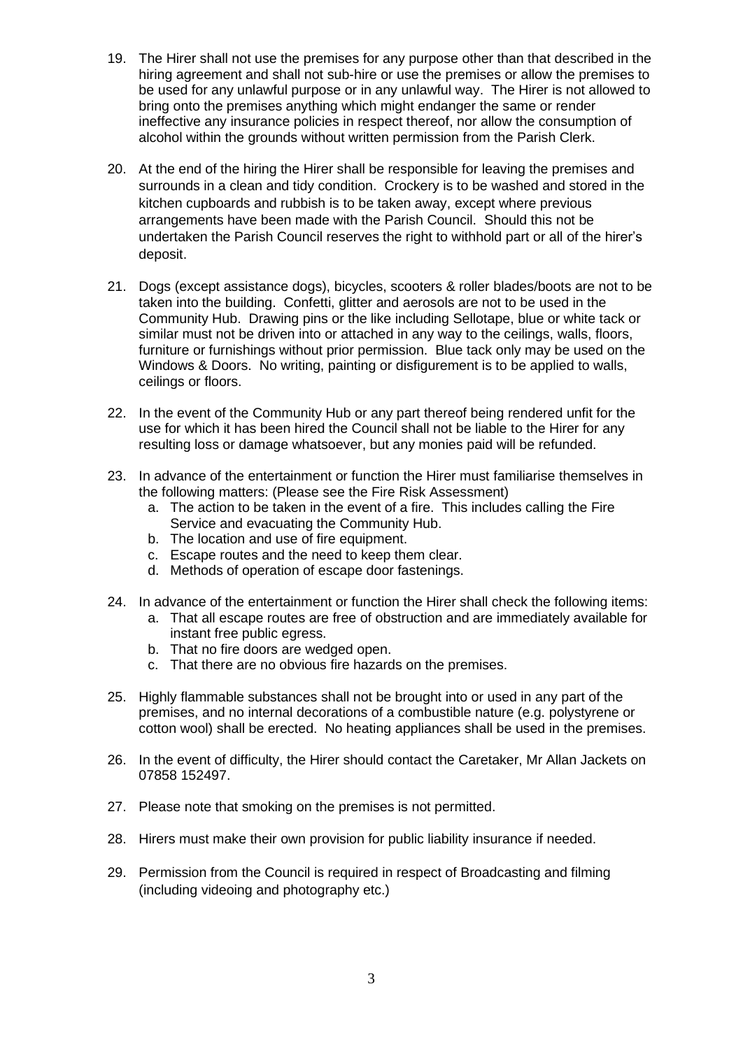19. The Hirer shall not use the premises for any purpose other than that described in the hiring agreement and shall not sub-hire or use the premises or allow the premises to be used for any unlawful purpose or in any unlawful way. The Hirer is not allowed to bring onto the premises anything which might endanger the same or render ineffective any insurance policies in respect thereof, nor allow the consumption of alcohol within the grounds without written permission from the Parish Clerk.

20. At the end of the hiring the Hirer shall be responsible for leaving the premises and surrounds in a clean and tidy condition. Crockery is to be washed and stored in the kitchen cupboards and rubbish is to be taken away, except where previous arrangements have been made with the Parish Council. Should this not be undertaken the Parish Council reserves the right to withhold part or all of the hirer's deposit.

21. Dogs (except assistance dogs), bicycles, scooters & roller blades/boots are not to be taken into the building. Confetti, glitter and aerosols are not to be used in the Community Hub. Drawing pins or the like including Sellotape, blue or white tack or similar must not be driven into or attached in any way to the ceilings, walls, floors, furniture or furnishings without prior permission. Blue tack only may be used on the Windows & Doors. No writing, painting or disfigurement is to be applied to walls, ceilings or floors.

22. In the event of the Community Hub or any part thereof being rendered unfit for the use for which it has been hired the Council shall not be liable to the Hirer for any resulting loss or damage whatsoever, but any monies paid will be refunded.

23. In advance of the entertainment or function the Hirer must familiarise themselves in the following matters: (Please see the Fire Risk Assessment)
    a. The action to be taken in the event of a fire. This includes calling the Fire Service and evacuating the Community Hub.
    b. The location and use of fire equipment.
    c. Escape routes and the need to keep them clear.
    d. Methods of operation of escape door fastenings.

24. In advance of the entertainment or function the Hirer shall check the following items:
    a. That all escape routes are free of obstruction and are immediately available for instant free public egress.
    b. That no fire doors are wedged open.
    c. That there are no obvious fire hazards on the premises.

25. Highly flammable substances shall not be brought into or used in any part of the premises, and no internal decorations of a combustible nature (e.g. polystyrene or cotton wool) shall be erected. No heating appliances shall be used in the premises.

26. In the event of difficulty, the Hirer should contact the Caretaker, Mr Allan Jackets on 07858 152497.

27. Please note that smoking on the premises is not permitted.

28. Hirers must make their own provision for public liability insurance if needed.

29. Permission from the Council is required in respect of Broadcasting and filming (including videoing and photography etc.)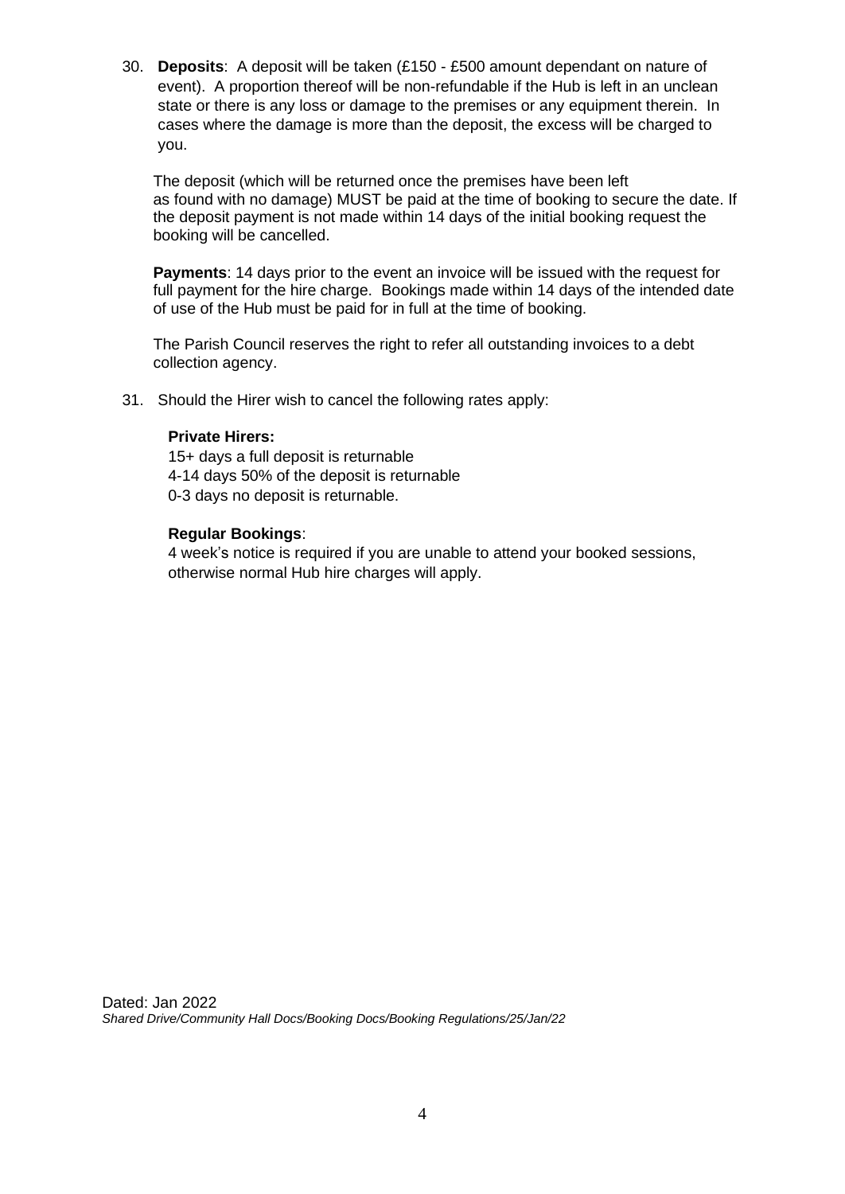30. **Deposits**: A deposit will be taken (£150 - £500 amount dependant on nature of event). A proportion thereof will be non-refundable if the Hub is left in an unclean state or there is any loss or damage to the premises or any equipment therein. In cases where the damage is more than the deposit, the excess will be charged to you.

    The deposit (which will be returned once the premises have been left as found with no damage) MUST be paid at the time of booking to secure the date. If the deposit payment is not made within 14 days of the initial booking request the booking will be cancelled.

    **Payments**: 14 days prior to the event an invoice will be issued with the request for full payment for the hire charge. Bookings made within 14 days of the intended date of use of the Hub must be paid for in full at the time of booking.

    The Parish Council reserves the right to refer all outstanding invoices to a debt collection agency.

31. Should the Hirer wish to cancel the following rates apply:

    **Private Hirers:**
    15+ days a full deposit is returnable
    4-14 days 50% of the deposit is returnable
    0-3 days no deposit is returnable.

    **Regular Bookings**:
    4 week's notice is required if you are unable to attend your booked sessions, otherwise normal Hub hire charges will apply.

Dated: Jan 2022
*Shared Drive/Community Hall Docs/Booking Docs/Booking Regulations/25/Jan/22*